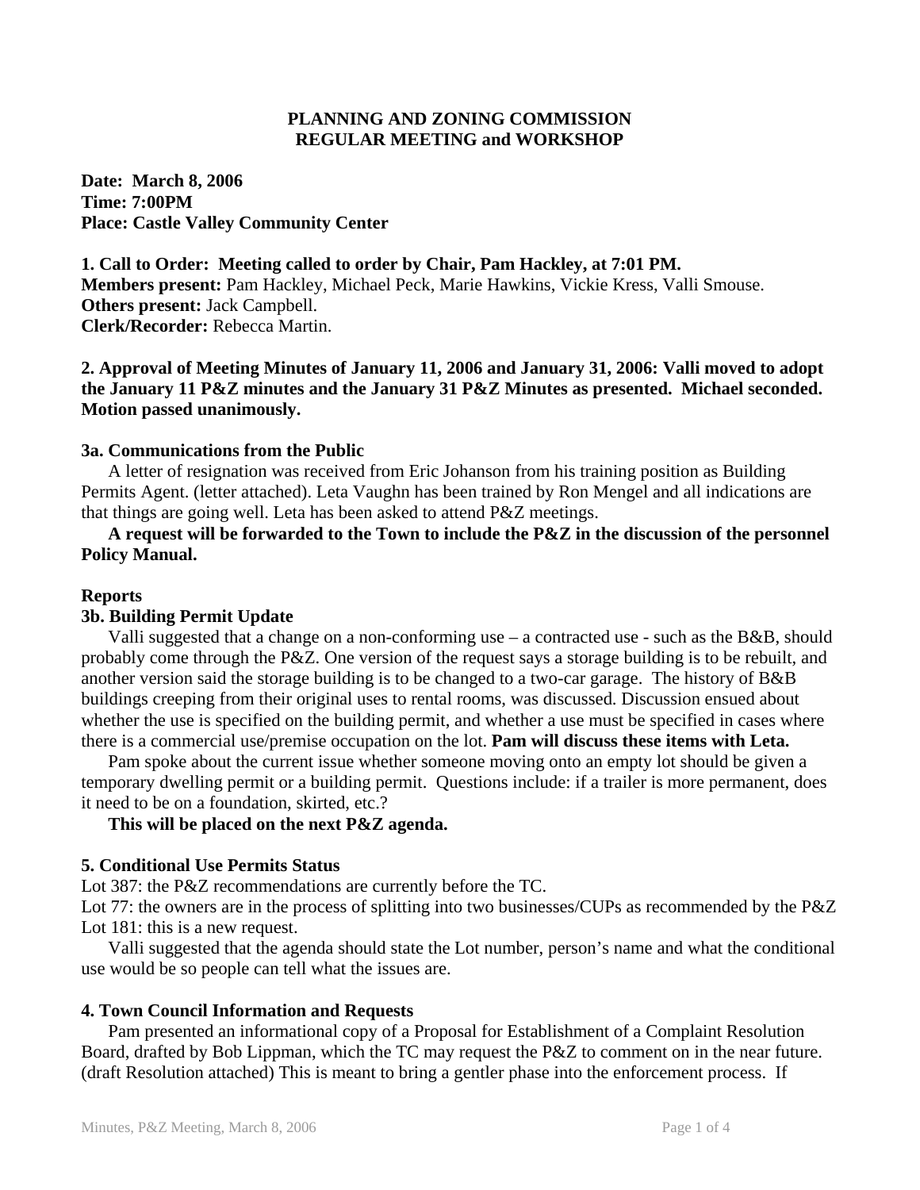**PLANNING AND ZONING COMMISSION**
**REGULAR MEETING and WORKSHOP**

**Date: March 8, 2006**
**Time: 7:00PM**
**Place: Castle Valley Community Center**

**1. Call to Order: Meeting called to order by Chair, Pam Hackley, at 7:01 PM.**
**Members present:** Pam Hackley, Michael Peck, Marie Hawkins, Vickie Kress, Valli Smouse.
**Others present:** Jack Campbell.
**Clerk/Recorder:** Rebecca Martin.

**2. Approval of Meeting Minutes of January 11, 2006 and January 31, 2006: Valli moved to adopt the January 11 P&Z minutes and the January 31 P&Z Minutes as presented. Michael seconded. Motion passed unanimously.**

**3a. Communications from the Public**

A letter of resignation was received from Eric Johanson from his training position as Building Permits Agent. (letter attached). Leta Vaughn has been trained by Ron Mengel and all indications are that things are going well. Leta has been asked to attend P&Z meetings.

**A request will be forwarded to the Town to include the P&Z in the discussion of the personnel Policy Manual.**

**Reports**

**3b. Building Permit Update**

Valli suggested that a change on a non-conforming use – a contracted use - such as the B&B, should probably come through the P&Z. One version of the request says a storage building is to be rebuilt, and another version said the storage building is to be changed to a two-car garage. The history of B&B buildings creeping from their original uses to rental rooms, was discussed. Discussion ensued about whether the use is specified on the building permit, and whether a use must be specified in cases where there is a commercial use/premise occupation on the lot. **Pam will discuss these items with Leta.**

Pam spoke about the current issue whether someone moving onto an empty lot should be given a temporary dwelling permit or a building permit. Questions include: if a trailer is more permanent, does it need to be on a foundation, skirted, etc.?

**This will be placed on the next P&Z agenda.**

**5. Conditional Use Permits Status**

Lot 387: the P&Z recommendations are currently before the TC.
Lot 77: the owners are in the process of splitting into two businesses/CUPs as recommended by the P&Z
Lot 181: this is a new request.

Valli suggested that the agenda should state the Lot number, person's name and what the conditional use would be so people can tell what the issues are.

**4. Town Council Information and Requests**

Pam presented an informational copy of a Proposal for Establishment of a Complaint Resolution Board, drafted by Bob Lippman, which the TC may request the P&Z to comment on in the near future. (draft Resolution attached) This is meant to bring a gentler phase into the enforcement process. If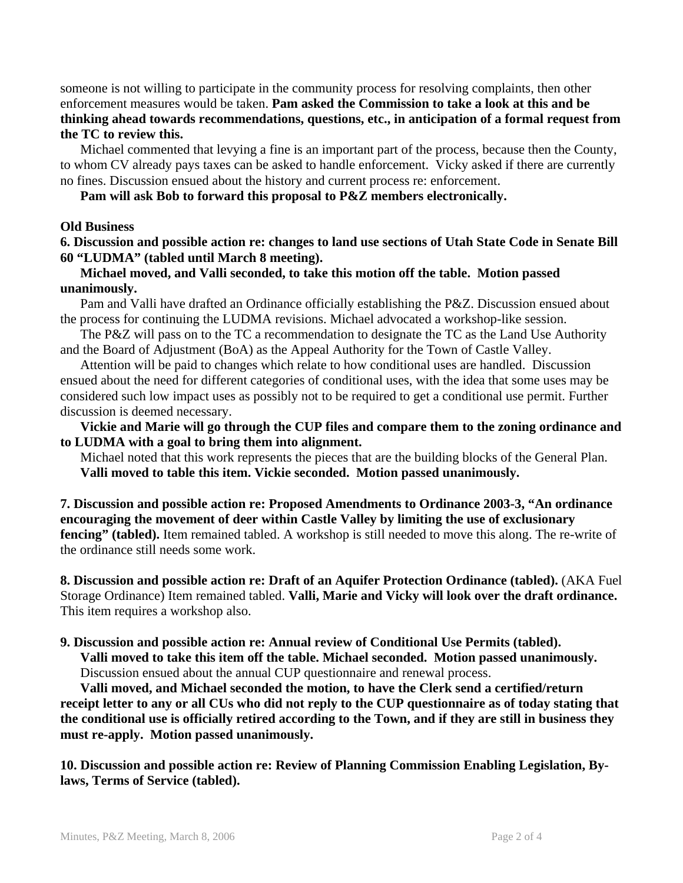someone is not willing to participate in the community process for resolving complaints, then other enforcement measures would be taken. **Pam asked the Commission to take a look at this and be thinking ahead towards recommendations, questions, etc., in anticipation of a formal request from the TC to review this.**

Michael commented that levying a fine is an important part of the process, because then the County, to whom CV already pays taxes can be asked to handle enforcement. Vicky asked if there are currently no fines. Discussion ensued about the history and current process re: enforcement.

**Pam will ask Bob to forward this proposal to P&Z members electronically.**

**Old Business**

**6. Discussion and possible action re: changes to land use sections of Utah State Code in Senate Bill 60 "LUDMA" (tabled until March 8 meeting).**

**Michael moved, and Valli seconded, to take this motion off the table. Motion passed unanimously.**

Pam and Valli have drafted an Ordinance officially establishing the P&Z. Discussion ensued about the process for continuing the LUDMA revisions. Michael advocated a workshop-like session.

The P&Z will pass on to the TC a recommendation to designate the TC as the Land Use Authority and the Board of Adjustment (BoA) as the Appeal Authority for the Town of Castle Valley.

Attention will be paid to changes which relate to how conditional uses are handled. Discussion ensued about the need for different categories of conditional uses, with the idea that some uses may be considered such low impact uses as possibly not to be required to get a conditional use permit. Further discussion is deemed necessary.

**Vickie and Marie will go through the CUP files and compare them to the zoning ordinance and to LUDMA with a goal to bring them into alignment.**

Michael noted that this work represents the pieces that are the building blocks of the General Plan.

**Valli moved to table this item. Vickie seconded. Motion passed unanimously.**

**7. Discussion and possible action re: Proposed Amendments to Ordinance 2003-3, "An ordinance encouraging the movement of deer within Castle Valley by limiting the use of exclusionary fencing" (tabled).** Item remained tabled. A workshop is still needed to move this along. The re-write of the ordinance still needs some work.

**8. Discussion and possible action re: Draft of an Aquifer Protection Ordinance (tabled).** (AKA Fuel Storage Ordinance) Item remained tabled. **Valli, Marie and Vicky will look over the draft ordinance.** This item requires a workshop also.

**9. Discussion and possible action re: Annual review of Conditional Use Permits (tabled).**

**Valli moved to take this item off the table. Michael seconded. Motion passed unanimously.**

Discussion ensued about the annual CUP questionnaire and renewal process.

**Valli moved, and Michael seconded the motion, to have the Clerk send a certified/return receipt letter to any or all CUs who did not reply to the CUP questionnaire as of today stating that the conditional use is officially retired according to the Town, and if they are still in business they must re-apply. Motion passed unanimously.**

**10. Discussion and possible action re: Review of Planning Commission Enabling Legislation, By-laws, Terms of Service (tabled).**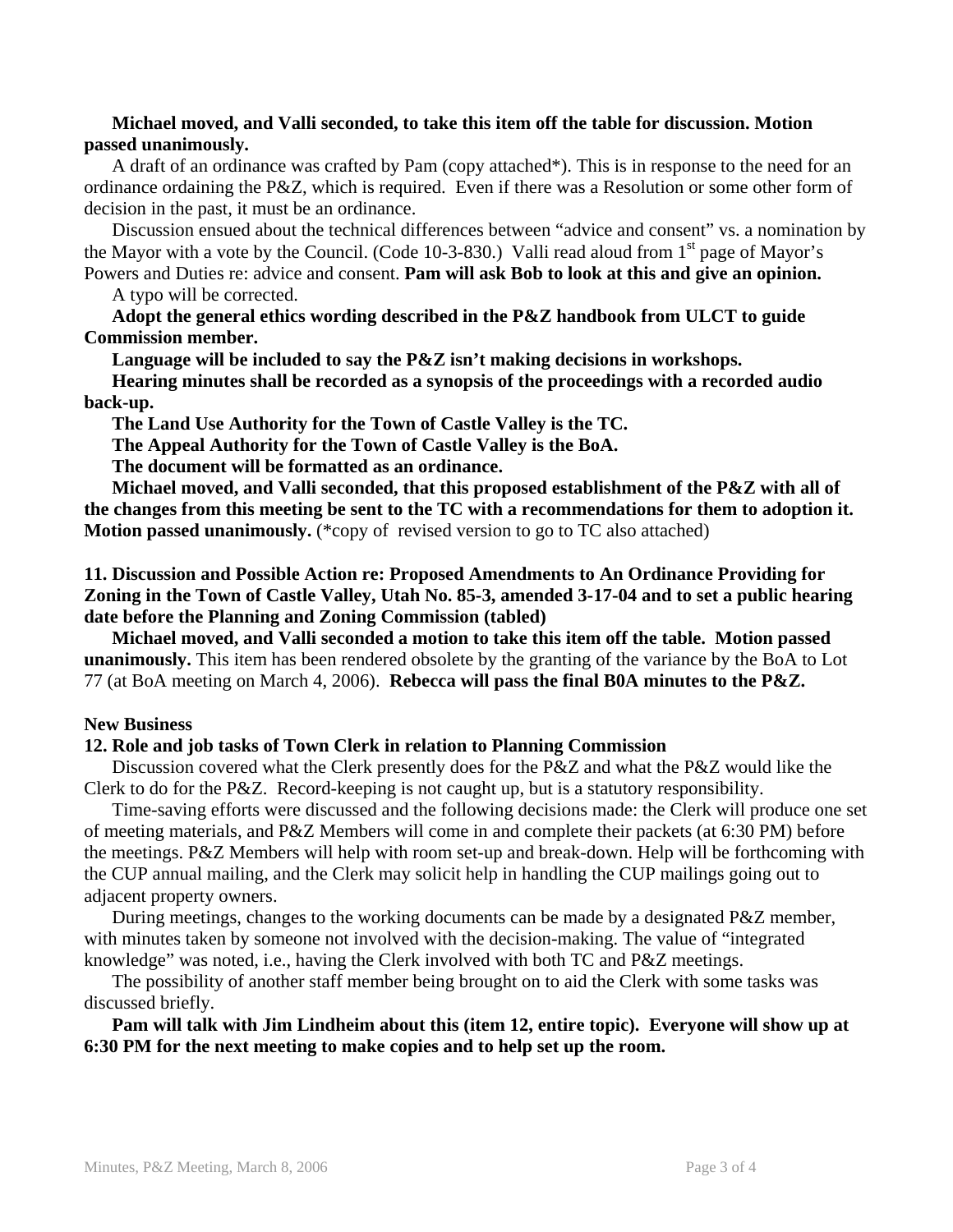**Michael moved, and Valli seconded, to take this item off the table for discussion. Motion passed unanimously.**

A draft of an ordinance was crafted by Pam (copy attached*). This is in response to the need for an ordinance ordaining the P&Z, which is required. Even if there was a Resolution or some other form of decision in the past, it must be an ordinance.

Discussion ensued about the technical differences between "advice and consent" vs. a nomination by the Mayor with a vote by the Council. (Code 10-3-830.) Valli read aloud from 1st page of Mayor's Powers and Duties re: advice and consent. **Pam will ask Bob to look at this and give an opinion.**

A typo will be corrected.

**Adopt the general ethics wording described in the P&Z handbook from ULCT to guide Commission member.**

**Language will be included to say the P&Z isn't making decisions in workshops.**

**Hearing minutes shall be recorded as a synopsis of the proceedings with a recorded audio back-up.**

**The Land Use Authority for the Town of Castle Valley is the TC.**

**The Appeal Authority for the Town of Castle Valley is the BoA.**

**The document will be formatted as an ordinance.**

**Michael moved, and Valli seconded, that this proposed establishment of the P&Z with all of the changes from this meeting be sent to the TC with a recommendations for them to adoption it. Motion passed unanimously.** (*copy of revised version to go to TC also attached)

**11. Discussion and Possible Action re: Proposed Amendments to An Ordinance Providing for Zoning in the Town of Castle Valley, Utah No. 85-3, amended 3-17-04 and to set a public hearing date before the Planning and Zoning Commission (tabled)**

**Michael moved, and Valli seconded a motion to take this item off the table. Motion passed unanimously.** This item has been rendered obsolete by the granting of the variance by the BoA to Lot 77 (at BoA meeting on March 4, 2006). **Rebecca will pass the final B0A minutes to the P&Z.**

**New Business**

**12. Role and job tasks of Town Clerk in relation to Planning Commission**

Discussion covered what the Clerk presently does for the P&Z and what the P&Z would like the Clerk to do for the P&Z. Record-keeping is not caught up, but is a statutory responsibility.

Time-saving efforts were discussed and the following decisions made: the Clerk will produce one set of meeting materials, and P&Z Members will come in and complete their packets (at 6:30 PM) before the meetings. P&Z Members will help with room set-up and break-down. Help will be forthcoming with the CUP annual mailing, and the Clerk may solicit help in handling the CUP mailings going out to adjacent property owners.

During meetings, changes to the working documents can be made by a designated P&Z member, with minutes taken by someone not involved with the decision-making. The value of "integrated knowledge" was noted, i.e., having the Clerk involved with both TC and P&Z meetings.

The possibility of another staff member being brought on to aid the Clerk with some tasks was discussed briefly.

**Pam will talk with Jim Lindheim about this (item 12, entire topic). Everyone will show up at 6:30 PM for the next meeting to make copies and to help set up the room.**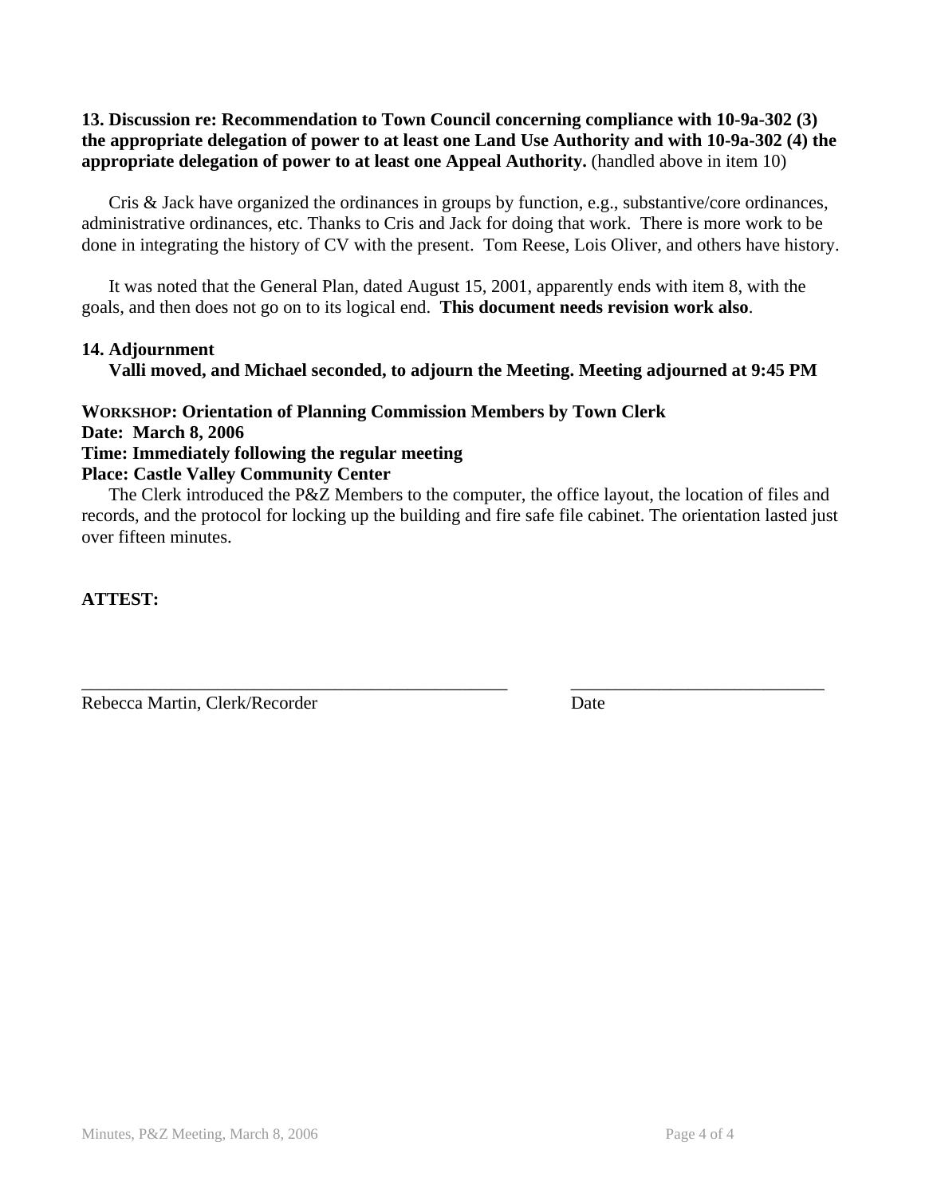**13. Discussion re: Recommendation to Town Council concerning compliance with 10-9a-302 (3) the appropriate delegation of power to at least one Land Use Authority and with 10-9a-302 (4) the appropriate delegation of power to at least one Appeal Authority.** (handled above in item 10)

Cris & Jack have organized the ordinances in groups by function, e.g., substantive/core ordinances, administrative ordinances, etc. Thanks to Cris and Jack for doing that work. There is more work to be done in integrating the history of CV with the present. Tom Reese, Lois Oliver, and others have history.

It was noted that the General Plan, dated August 15, 2001, apparently ends with item 8, with the goals, and then does not go on to its logical end. **This document needs revision work also**.

**14. Adjournment**

**Valli moved, and Michael seconded, to adjourn the Meeting. Meeting adjourned at 9:45 PM**

**WORKSHOP: Orientation of Planning Commission Members by Town Clerk**
**Date: March 8, 2006**
**Time: Immediately following the regular meeting**
**Place: Castle Valley Community Center**

The Clerk introduced the P&Z Members to the computer, the office layout, the location of files and records, and the protocol for locking up the building and fire safe file cabinet. The orientation lasted just over fifteen minutes.

**ATTEST:**

_______________________________________________ ____________________________

Rebecca Martin, Clerk/Recorder Date